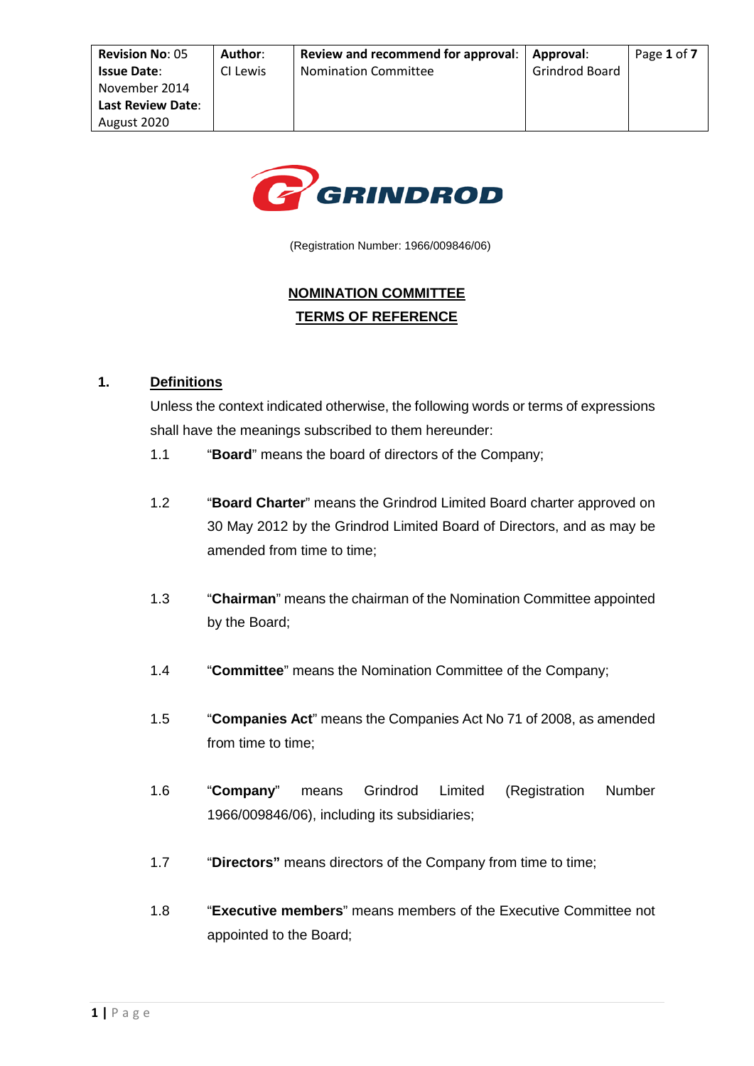| **Revision No**: 05<br>**Issue Date**: November 2014<br>**Last Review Date**: August 2020 | **Author**: CI Lewis | **Review and recommend for approval**: Nomination Committee | **Approval**: Grindrod Board | Page **1** of **7** |
|---|---|---|---|---|

GRINDROD

(Registration Number: 1966/009846/06)

# NOMINATION COMMITTEE
# TERMS OF REFERENCE

## 1. Definitions

Unless the context indicated otherwise, the following words or terms of expressions shall have the meanings subscribed to them hereunder:

1.1 "**Board**" means the board of directors of the Company;

1.2 "**Board Charter**" means the Grindrod Limited Board charter approved on 30 May 2012 by the Grindrod Limited Board of Directors, and as may be amended from time to time;

1.3 "**Chairman**" means the chairman of the Nomination Committee appointed by the Board;

1.4 "**Committee**" means the Nomination Committee of the Company;

1.5 "**Companies Act**" means the Companies Act No 71 of 2008, as amended from time to time;

1.6 "**Company**" means Grindrod Limited (Registration Number 1966/009846/06), including its subsidiaries;

1.7 "**Directors**" means directors of the Company from time to time;

1.8 "**Executive members**" means members of the Executive Committee not appointed to the Board;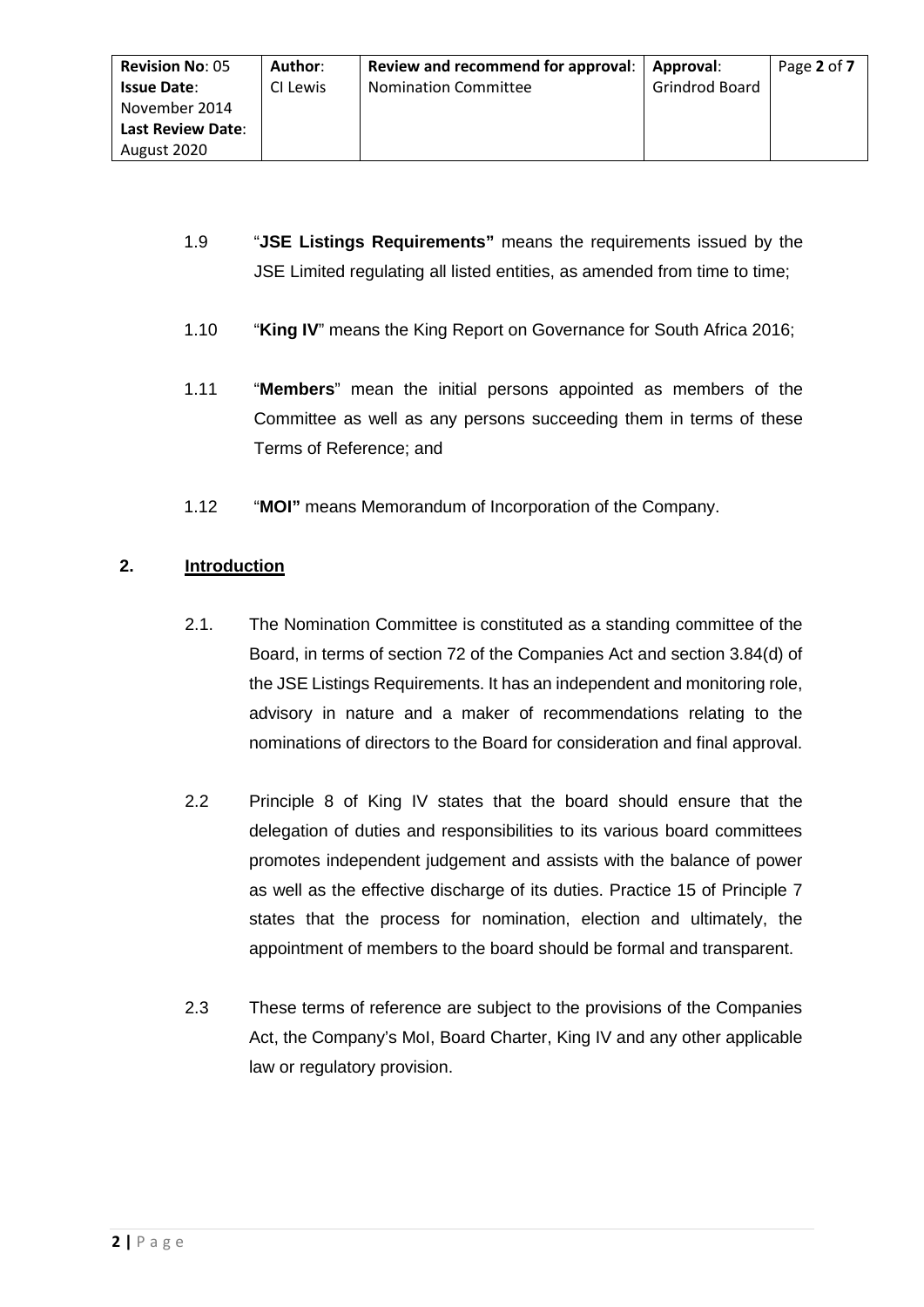1.9 "**JSE Listings Requirements"** means the requirements issued by the JSE Limited regulating all listed entities, as amended from time to time;

1.10 "**King IV**" means the King Report on Governance for South Africa 2016;

1.11 "**Members**" mean the initial persons appointed as members of the Committee as well as any persons succeeding them in terms of these Terms of Reference; and

1.12 "**MOI"** means Memorandum of Incorporation of the Company.

## 2. Introduction

2.1. The Nomination Committee is constituted as a standing committee of the Board, in terms of section 72 of the Companies Act and section 3.84(d) of the JSE Listings Requirements. It has an independent and monitoring role, advisory in nature and a maker of recommendations relating to the nominations of directors to the Board for consideration and final approval.

2.2 Principle 8 of King IV states that the board should ensure that the delegation of duties and responsibilities to its various board committees promotes independent judgement and assists with the balance of power as well as the effective discharge of its duties. Practice 15 of Principle 7 states that the process for nomination, election and ultimately, the appointment of members to the board should be formal and transparent.

2.3 These terms of reference are subject to the provisions of the Companies Act, the Company's MoI, Board Charter, King IV and any other applicable law or regulatory provision.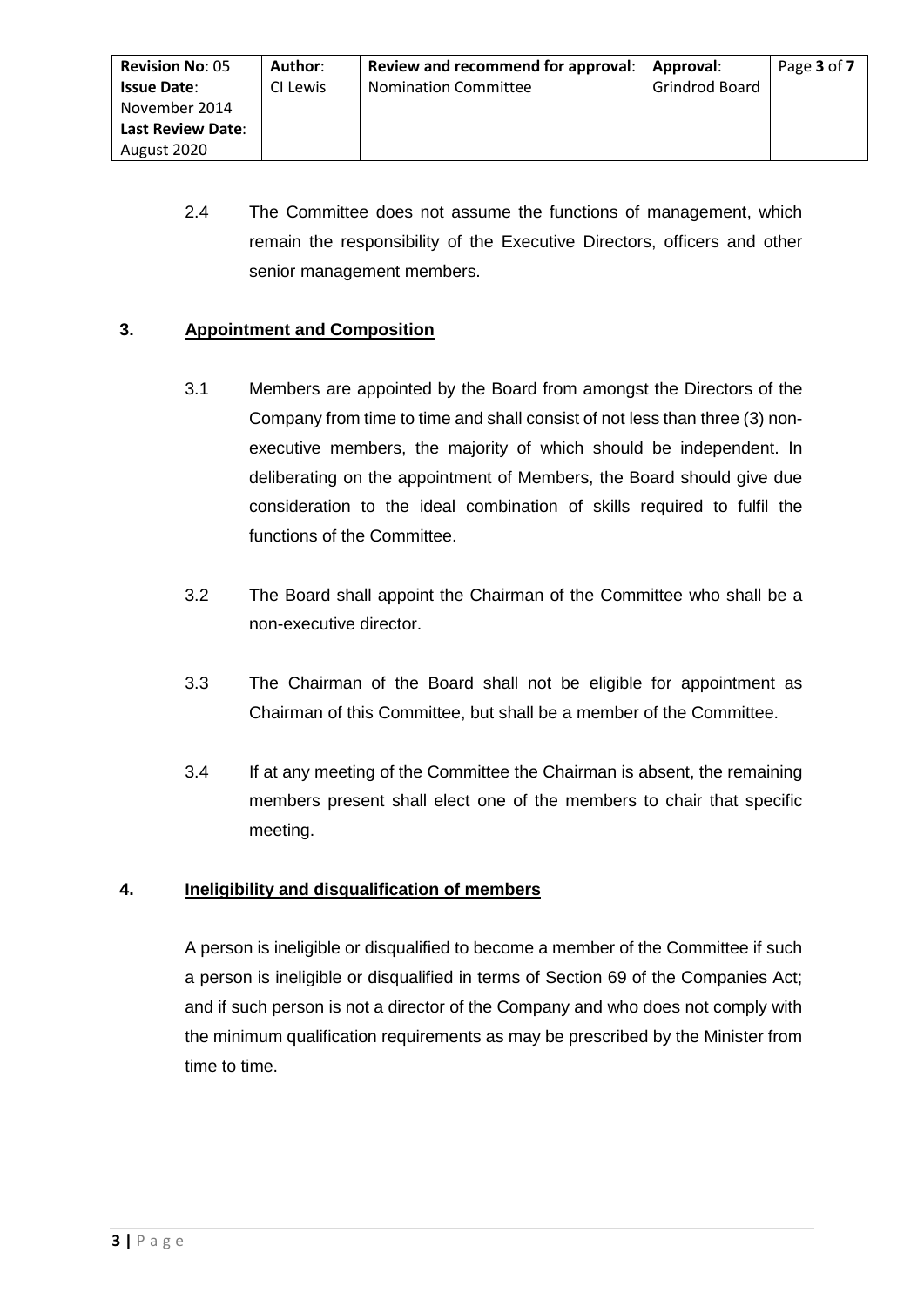2.4 The Committee does not assume the functions of management, which remain the responsibility of the Executive Directors, officers and other senior management members.

## 3. Appointment and Composition

3.1 Members are appointed by the Board from amongst the Directors of the Company from time to time and shall consist of not less than three (3) non-executive members, the majority of which should be independent. In deliberating on the appointment of Members, the Board should give due consideration to the ideal combination of skills required to fulfil the functions of the Committee.

3.2 The Board shall appoint the Chairman of the Committee who shall be a non-executive director.

3.3 The Chairman of the Board shall not be eligible for appointment as Chairman of this Committee, but shall be a member of the Committee.

3.4 If at any meeting of the Committee the Chairman is absent, the remaining members present shall elect one of the members to chair that specific meeting.

## 4. Ineligibility and disqualification of members

A person is ineligible or disqualified to become a member of the Committee if such a person is ineligible or disqualified in terms of Section 69 of the Companies Act; and if such person is not a director of the Company and who does not comply with the minimum qualification requirements as may be prescribed by the Minister from time to time.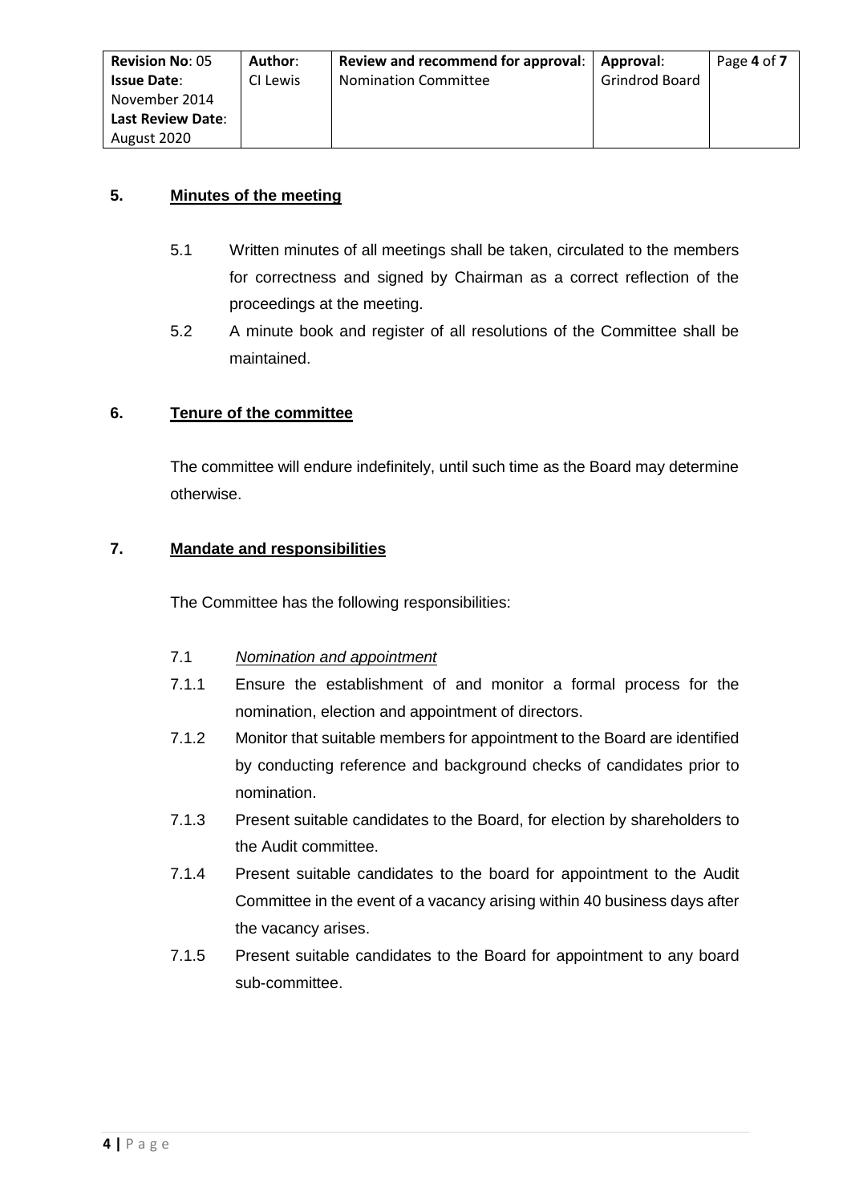## 5. Minutes of the meeting

5.1 Written minutes of all meetings shall be taken, circulated to the members for correctness and signed by Chairman as a correct reflection of the proceedings at the meeting.

5.2 A minute book and register of all resolutions of the Committee shall be maintained.

## 6. Tenure of the committee

The committee will endure indefinitely, until such time as the Board may determine otherwise.

## 7. Mandate and responsibilities

The Committee has the following responsibilities:

7.1 *Nomination and appointment*

7.1.1 Ensure the establishment of and monitor a formal process for the nomination, election and appointment of directors.

7.1.2 Monitor that suitable members for appointment to the Board are identified by conducting reference and background checks of candidates prior to nomination.

7.1.3 Present suitable candidates to the Board, for election by shareholders to the Audit committee.

7.1.4 Present suitable candidates to the board for appointment to the Audit Committee in the event of a vacancy arising within 40 business days after the vacancy arises.

7.1.5 Present suitable candidates to the Board for appointment to any board sub-committee.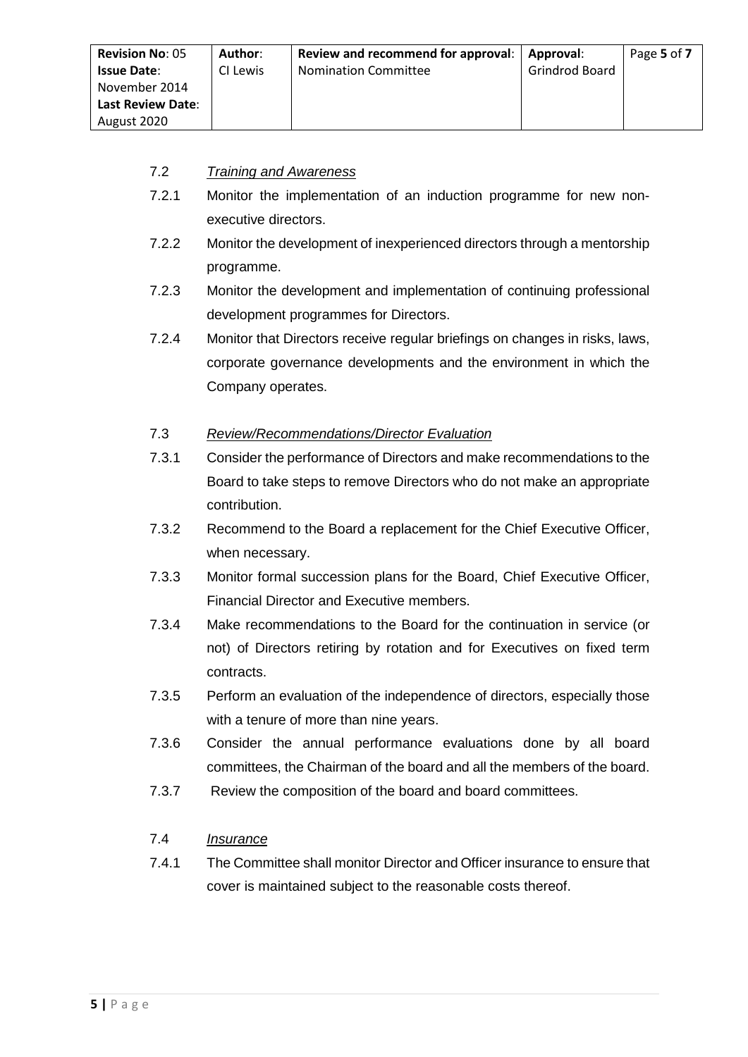7.2 *Training and Awareness*

7.2.1 Monitor the implementation of an induction programme for new non-executive directors.

7.2.2 Monitor the development of inexperienced directors through a mentorship programme.

7.2.3 Monitor the development and implementation of continuing professional development programmes for Directors.

7.2.4 Monitor that Directors receive regular briefings on changes in risks, laws, corporate governance developments and the environment in which the Company operates.

7.3 *Review/Recommendations/Director Evaluation*

7.3.1 Consider the performance of Directors and make recommendations to the Board to take steps to remove Directors who do not make an appropriate contribution.

7.3.2 Recommend to the Board a replacement for the Chief Executive Officer, when necessary.

7.3.3 Monitor formal succession plans for the Board, Chief Executive Officer, Financial Director and Executive members.

7.3.4 Make recommendations to the Board for the continuation in service (or not) of Directors retiring by rotation and for Executives on fixed term contracts.

7.3.5 Perform an evaluation of the independence of directors, especially those with a tenure of more than nine years.

7.3.6 Consider the annual performance evaluations done by all board committees, the Chairman of the board and all the members of the board.

7.3.7 Review the composition of the board and board committees.

7.4 *Insurance*

7.4.1 The Committee shall monitor Director and Officer insurance to ensure that cover is maintained subject to the reasonable costs thereof.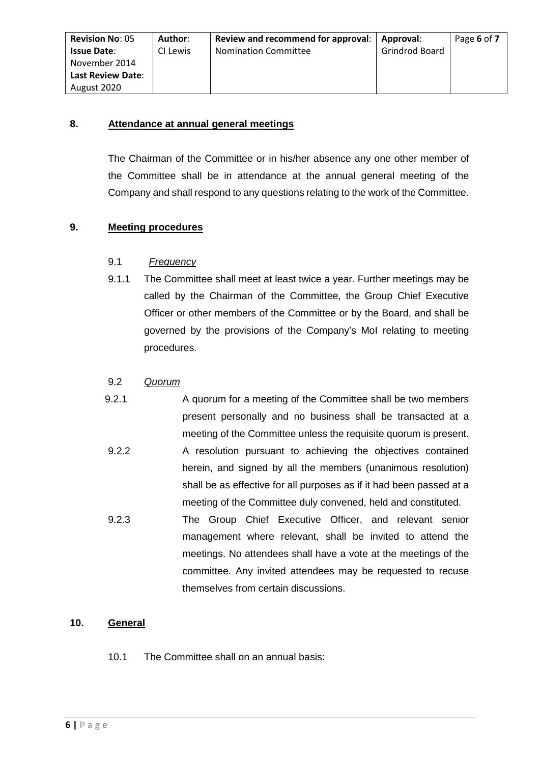## 8. Attendance at annual general meetings

The Chairman of the Committee or in his/her absence any one other member of the Committee shall be in attendance at the annual general meeting of the Company and shall respond to any questions relating to the work of the Committee.

## 9. Meeting procedures

9.1 *Frequency*

9.1.1 The Committee shall meet at least twice a year. Further meetings may be called by the Chairman of the Committee, the Group Chief Executive Officer or other members of the Committee or by the Board, and shall be governed by the provisions of the Company's MoI relating to meeting procedures.

9.2 *Quorum*

9.2.1 A quorum for a meeting of the Committee shall be two members present personally and no business shall be transacted at a meeting of the Committee unless the requisite quorum is present.

9.2.2 A resolution pursuant to achieving the objectives contained herein, and signed by all the members (unanimous resolution) shall be as effective for all purposes as if it had been passed at a meeting of the Committee duly convened, held and constituted.

9.2.3 The Group Chief Executive Officer, and relevant senior management where relevant, shall be invited to attend the meetings. No attendees shall have a vote at the meetings of the committee. Any invited attendees may be requested to recuse themselves from certain discussions.

## 10. General

10.1 The Committee shall on an annual basis: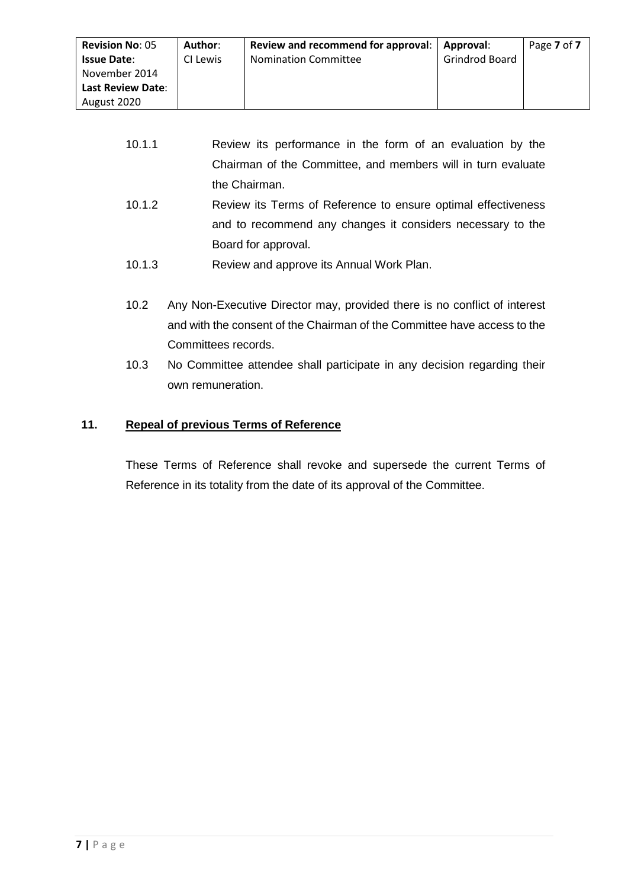10.1.1 Review its performance in the form of an evaluation by the Chairman of the Committee, and members will in turn evaluate the Chairman.

10.1.2 Review its Terms of Reference to ensure optimal effectiveness and to recommend any changes it considers necessary to the Board for approval.

10.1.3 Review and approve its Annual Work Plan.

10.2 Any Non-Executive Director may, provided there is no conflict of interest and with the consent of the Chairman of the Committee have access to the Committees records.

10.3 No Committee attendee shall participate in any decision regarding their own remuneration.

## 11. Repeal of previous Terms of Reference

These Terms of Reference shall revoke and supersede the current Terms of Reference in its totality from the date of its approval of the Committee.